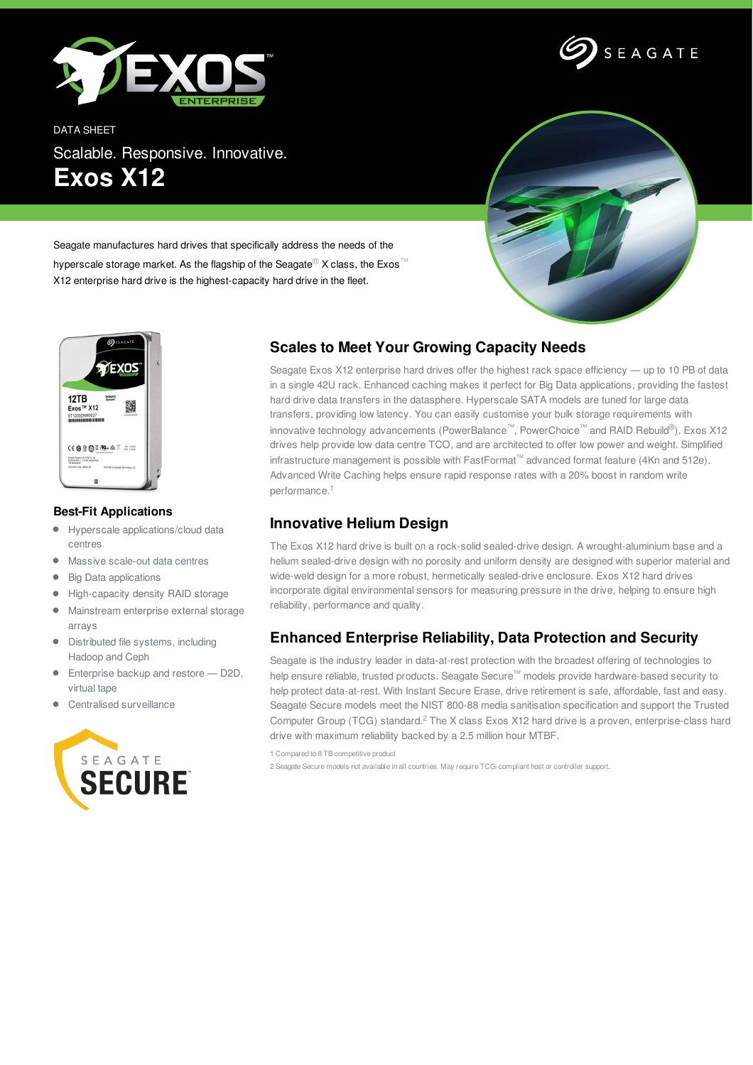DATA SHEET

Scalable. Responsive. Innovative.

# Exos X12

Seagate manufactures hard drives that specifically address the needs of the hyperscale storage market. As the flagship of the Seagate® X class, the Exos™ X12 enterprise hard drive is the highest-capacity hard drive in the fleet.

## Best-Fit Applications

- Hyperscale applications/cloud data centres
- Massive scale-out data centres
- Big Data applications
- High-capacity density RAID storage
- Mainstream enterprise external storage arrays
- Distributed file systems, including Hadoop and Ceph
- Enterprise backup and restore — D2D, virtual tape
- Centralised surveillance

## Scales to Meet Your Growing Capacity Needs

Seagate Exos X12 enterprise hard drives offer the highest rack space efficiency — up to 10 PB of data in a single 42U rack. Enhanced caching makes it perfect for Big Data applications, providing the fastest hard drive data transfers in the datasphere. Hyperscale SATA models are tuned for large data transfers, providing low latency. You can easily customise your bulk storage requirements with innovative technology advancements (PowerBalance™, PowerChoice™ and RAID Rebuild®). Exos X12 drives help provide low data centre TCO, and are architected to offer low power and weight. Simplified infrastructure management is possible with FastFormat™ advanced format feature (4Kn and 512e). Advanced Write Caching helps ensure rapid response rates with a 20% boost in random write performance.[1]

## Innovative Helium Design

The Exos X12 hard drive is built on a rock-solid sealed-drive design. A wrought-aluminium base and a helium sealed-drive design with no porosity and uniform density are designed with superior material and wide-weld design for a more robust, hermetically sealed-drive enclosure. Exos X12 hard drives incorporate digital environmental sensors for measuring pressure in the drive, helping to ensure high reliability, performance and quality.

## Enhanced Enterprise Reliability, Data Protection and Security

Seagate is the industry leader in data-at-rest protection with the broadest offering of technologies to help ensure reliable, trusted products. Seagate Secure™ models provide hardware-based security to help protect data-at-rest. With Instant Secure Erase, drive retirement is safe, affordable, fast and easy. Seagate Secure models meet the NIST 800-88 media sanitisation specification and support the Trusted Computer Group (TCG) standard.[2] The X class Exos X12 hard drive is a proven, enterprise-class hard drive with maximum reliability backed by a 2.5 million hour MTBF.

1 Compared to 8 TB competitive product

2 Seagate Secure models not available in all countries. May require TCG-compliant host or controller support.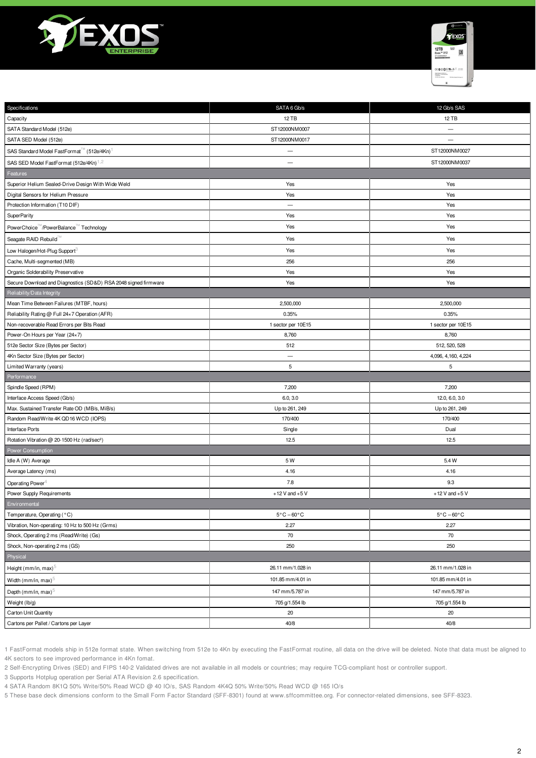| Specifications | SATA 6 Gb/s | 12 Gb/s SAS |
|---|---|---|
| Capacity | 12 TB | 12 TB |
| SATA Standard Model (512e) | ST12000NM0007 | — |
| SATA SED Model (512e) | ST12000NM0017 | — |
| SAS Standard Model FastFormat™ (512e/4Kn)[1] | — | ST12000NM0027 |
| SAS SED Model FastFormat (512e/4Kn)[1,2] | — | ST12000NM0037 |
| **Features** | | |
| Superior Helium Sealed-Drive Design With Wide Weld | Yes | Yes |
| Digital Sensors for Helium Pressure | Yes | Yes |
| Protection Information (T10 DIF) | — | Yes |
| SuperParity | Yes | Yes |
| PowerChoice™/PowerBalance™ Technology | Yes | Yes |
| Seagate RAID Rebuild™ | Yes | Yes |
| Low Halogen/Hot-Plug Support[3] | Yes | Yes |
| Cache, Multi-segmented (MB) | 256 | 256 |
| Organic Solderability Preservative | Yes | Yes |
| Secure Download and Diagnostics (SD&D) RSA 2048 signed firmware | Yes | Yes |
| **Reliability/Data Integrity** | | |
| Mean Time Between Failures (MTBF, hours) | 2,500,000 | 2,500,000 |
| Reliability Rating @ Full 24×7 Operation (AFR) | 0.35% | 0.35% |
| Non-recoverable Read Errors per Bits Read | 1 sector per 10E15 | 1 sector per 10E15 |
| Power-On Hours per Year (24×7) | 8,760 | 8,760 |
| 512e Sector Size (Bytes per Sector) | 512 | 512, 520, 528 |
| 4Kn Sector Size (Bytes per Sector) | — | 4,096, 4,160, 4,224 |
| Limited Warranty (years) | 5 | 5 |
| **Performance** | | |
| Spindle Speed (RPM) | 7,200 | 7,200 |
| Interface Access Speed (Gb/s) | 6.0, 3.0 | 12.0, 6.0, 3.0 |
| Max. Sustained Transfer Rate OD (MB/s, MiB/s) | Up to 261, 249 | Up to 261, 249 |
| Random Read/Write 4K QD16 WCD (IOPS) | 170/400 | 170/400 |
| Interface Ports | Single | Dual |
| Rotation Vibration @ 20-1500 Hz (rad/sec²) | 12.5 | 12.5 |
| **Power Consumption** | | |
| Idle A (W) Average | 5 W | 5.4 W |
| Average Latency (ms) | 4.16 | 4.16 |
| Operating Power[4] | 7.8 | 9.3 |
| Power Supply Requirements | +12 V and +5 V | +12 V and +5 V |
| **Environmental** | | |
| Temperature, Operating (°C) | 5°C – 60°C | 5°C – 60°C |
| Vibration, Non-operating: 10 Hz to 500 Hz (Grms) | 2.27 | 2.27 |
| Shock, Operating 2 ms (Read/Write) (Gs) | 70 | 70 |
| Shock, Non-operating 2 ms (GS) | 250 | 250 |
| **Physical** | | |
| Height (mm/in, max)[5] | 26.11 mm/1.028 in | 26.11 mm/1.028 in |
| Width (mm/in, max)[5] | 101.85 mm/4.01 in | 101.85 mm/4.01 in |
| Depth (mm/in, max)[5] | 147 mm/5.787 in | 147 mm/5.787 in |
| Weight (lb/g) | 705 g/1.554 lb | 705 g/1.554 lb |
| Carton Unit Quantity | 20 | 20 |
| Cartons per Pallet / Cartons per Layer | 40/8 | 40/8 |

1 FastFormat models ship in 512e format state. When switching from 512e to 4Kn by executing the FastFormat routine, all data on the drive will be deleted. Note that data must be aligned to 4K sectors to see improved performance in 4Kn fomat.

2 Self-Encrypting Drives (SED) and FIPS 140-2 Validated drives are not available in all models or countries; may require TCG-compliant host or controller support.

3 Supports Hotplug operation per Serial ATA Revision 2.6 specification.

4 SATA Random 8K1Q 50% Write/50% Read WCD @ 40 IO/s, SAS Random 4K4Q 50% Write/50% Read WCD @ 165 IO/s

5 These base deck dimensions conform to the Small Form Factor Standard (SFF-8301) found at www.sffcommittee.org. For connector-related dimensions, see SFF-8323.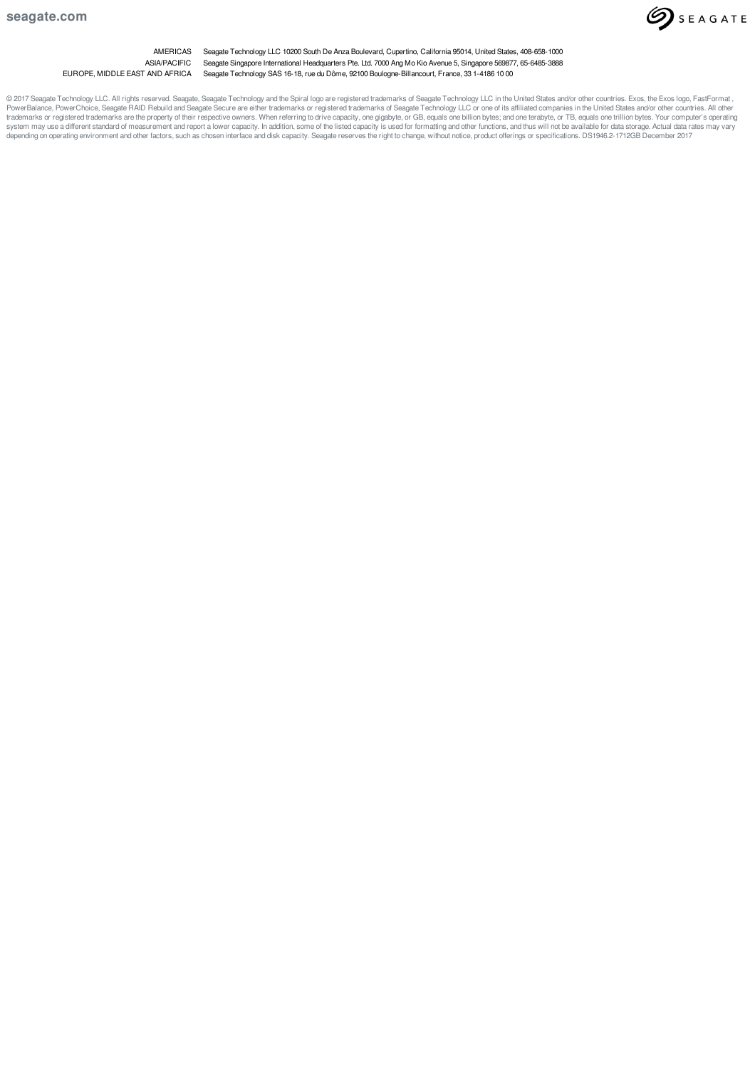seagate.com

SEAGATE

| | |
|---|---|
| AMERICAS | Seagate Technology LLC 10200 South De Anza Boulevard, Cupertino, California 95014, United States, 408-658-1000 |
| ASIA/PACIFIC | Seagate Singapore International Headquarters Pte. Ltd. 7000 Ang Mo Kio Avenue 5, Singapore 569877, 65-6485-3888 |
| EUROPE, MIDDLE EAST AND AFRICA | Seagate Technology SAS 16-18, rue du Dôme, 92100 Boulogne-Billancourt, France, 33 1-4186 10 00 |

© 2017 Seagate Technology LLC. All rights reserved. Seagate, Seagate Technology and the Spiral logo are registered trademarks of Seagate Technology LLC in the United States and/or other countries. Exos, the Exos logo, FastFormat , PowerBalance, PowerChoice, Seagate RAID Rebuild and Seagate Secure are either trademarks or registered trademarks of Seagate Technology LLC or one of its affiliated companies in the United States and/or other countries. All other trademarks or registered trademarks are the property of their respective owners. When referring to drive capacity, one gigabyte, or GB, equals one billion bytes; and one terabyte, or TB, equals one trillion bytes. Your computer's operating system may use a different standard of measurement and report a lower capacity. In addition, some of the listed capacity is used for formatting and other functions, and thus will not be available for data storage. Actual data rates may vary depending on operating environment and other factors, such as chosen interface and disk capacity. Seagate reserves the right to change, without notice, product offerings or specifications. DS1946.2-1712GB December 2017